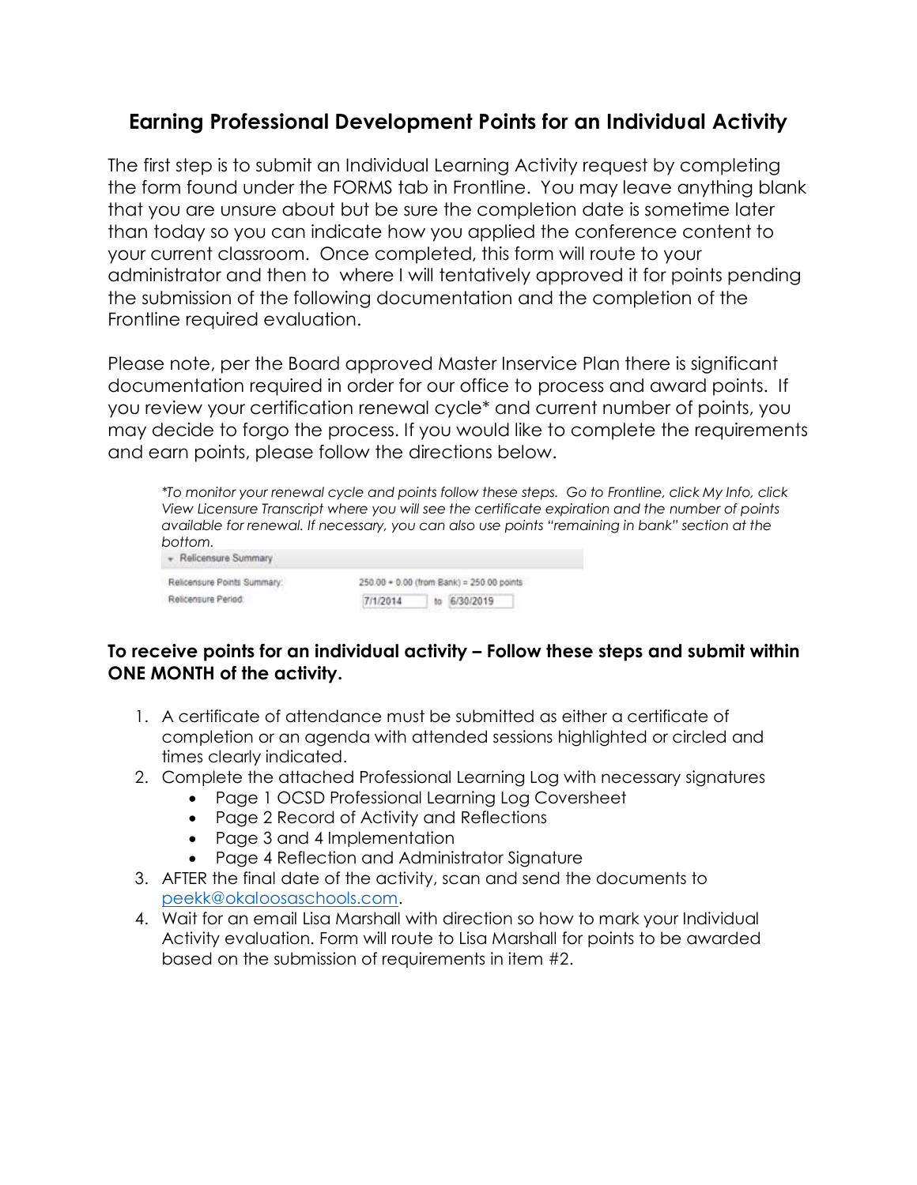# Earning Professional Development Points for an Individual Activity

The first step is to submit an Individual Learning Activity request by completing the form found under the FORMS tab in Frontline. You may leave anything blank that you are unsure about but be sure the completion date is sometime later than today so you can indicate how you applied the conference content to your current classroom. Once completed, this form will route to your administrator and then to where I will tentatively approved it for points pending the submission of the following documentation and the completion of the Frontline required evaluation.

Please note, per the Board approved Master Inservice Plan there is significant documentation required in order for our office to process and award points. If you review your certification renewal cycle* and current number of points, you may decide to forgo the process. If you would like to complete the requirements and earn points, please follow the directions below.

*\*To monitor your renewal cycle and points follow these steps. Go to Frontline, click My Info, click View Licensure Transcript where you will see the certificate expiration and the number of points available for renewal. If necessary, you can also use points "remaining in bank" section at the bottom.*

▾ Relicensure Summary

| | |
|---|---|
| Relicensure Points Summary: | 250.00 + 0.00 (from Bank) = 250.00 points |
| Relicensure Period: | 7/1/2014 to 6/30/2019 |

**To receive points for an individual activity – Follow these steps and submit within ONE MONTH of the activity.**

1. A certificate of attendance must be submitted as either a certificate of completion or an agenda with attended sessions highlighted or circled and times clearly indicated.
2. Complete the attached Professional Learning Log with necessary signatures
   - Page 1 OCSD Professional Learning Log Coversheet
   - Page 2 Record of Activity and Reflections
   - Page 3 and 4 Implementation
   - Page 4 Reflection and Administrator Signature
3. AFTER the final date of the activity, scan and send the documents to peekk@okaloosaschools.com.
4. Wait for an email Lisa Marshall with direction so how to mark your Individual Activity evaluation. Form will route to Lisa Marshall for points to be awarded based on the submission of requirements in item #2.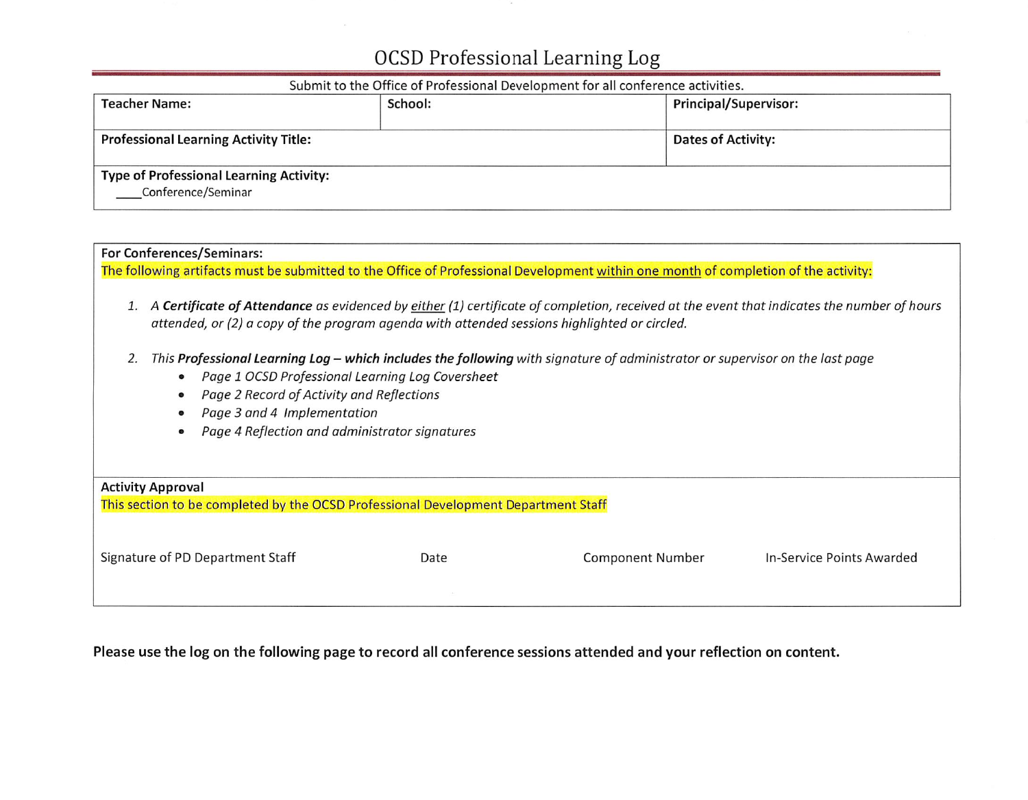# OCSD Professional Learning Log

Submit to the Office of Professional Development for all conference activities.

| **Teacher Name:** | **School:** | **Principal/Supervisor:** |
|---|---|---|
| **Professional Learning Activity Title:** | | **Dates of Activity:** |
| **Type of Professional Learning Activity:** ____Conference/Seminar | | |

**For Conferences/Seminars:**

The following artifacts must be submitted to the Office of Professional Development within one month of completion of the activity:

1. *A **Certificate of Attendance** as evidenced by either (1) certificate of completion, received at the event that indicates the number of hours attended, or (2) a copy of the program agenda with attended sessions highlighted or circled.*
2. *This **Professional Learning Log – which includes the following** with signature of administrator or supervisor on the last page*
   - *Page 1 OCSD Professional Learning Log Coversheet*
   - *Page 2 Record of Activity and Reflections*
   - *Page 3 and 4 Implementation*
   - *Page 4 Reflection and administrator signatures*

**Activity Approval**

This section to be completed by the OCSD Professional Development Department Staff

| Signature of PD Department Staff | Date | Component Number | In-Service Points Awarded |
|---|---|---|---|
| | | | |

**Please use the log on the following page to record all conference sessions attended and your reflection on content.**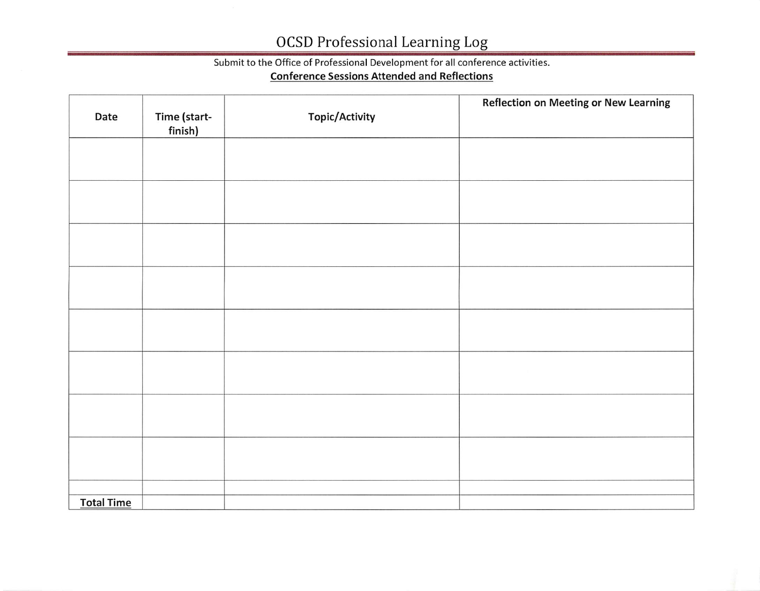# OCSD Professional Learning Log

Submit to the Office of Professional Development for all conference activities.

**Conference Sessions Attended and Reflections**

| Date | Time (start-finish) | Topic/Activity | Reflection on Meeting or New Learning |
|---|---|---|---|
| | | | |
| | | | |
| | | | |
| | | | |
| | | | |
| | | | |
| | | | |
| | | | |
| | | | |
| **Total Time** | | | |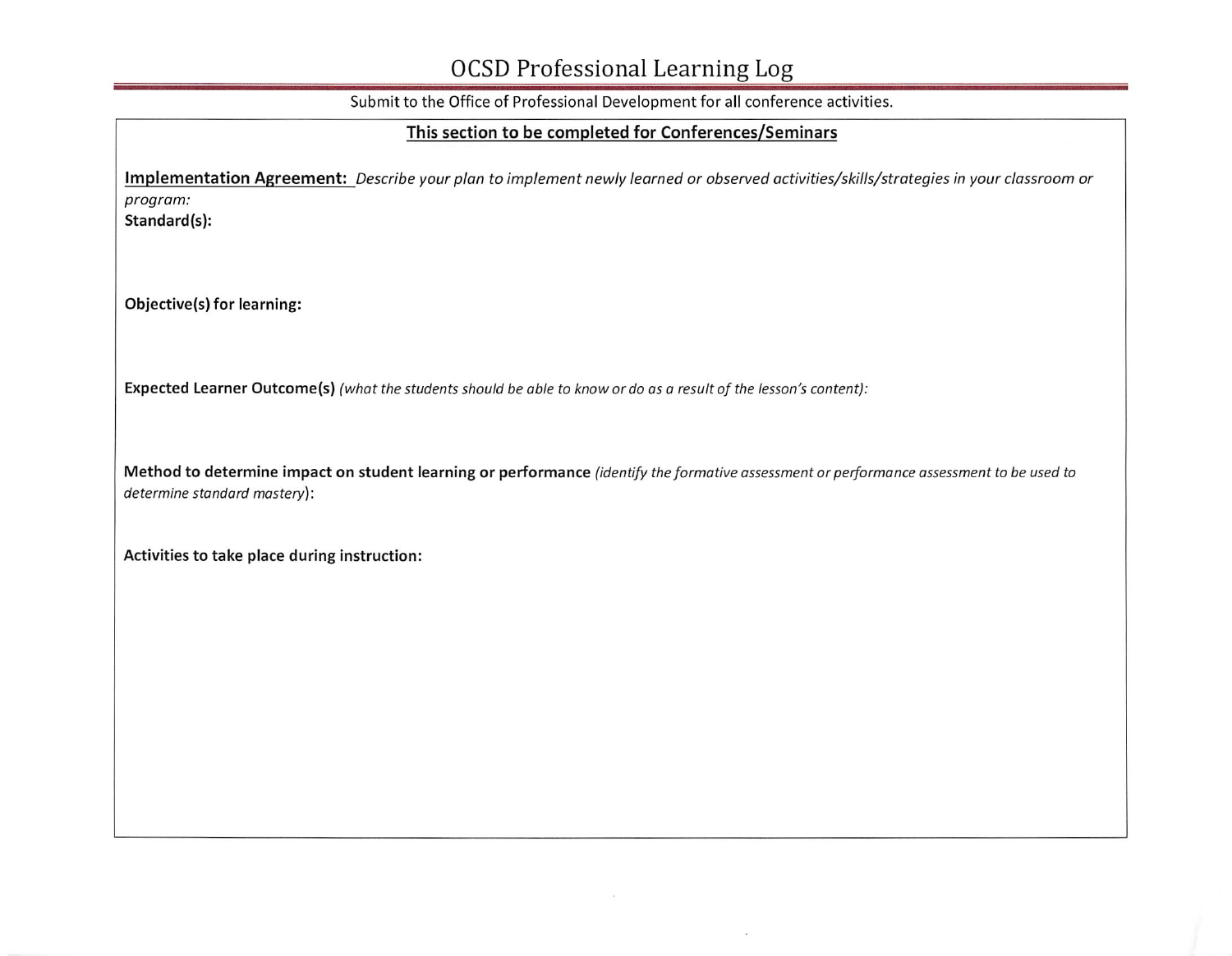# OCSD Professional Learning Log

Submit to the Office of Professional Development for all conference activities.

## This section to be completed for Conferences/Seminars

**Implementation Agreement:** *Describe your plan to implement newly learned or observed activities/skills/strategies in your classroom or program:*

**Standard(s):**

**Objective(s) for learning:**

**Expected Learner Outcome(s)** *(what the students should be able to know or do as a result of the lesson's content):*

**Method to determine impact on student learning or performance** *(identify the formative assessment or performance assessment to be used to determine standard mastery)*:

**Activities to take place during instruction:**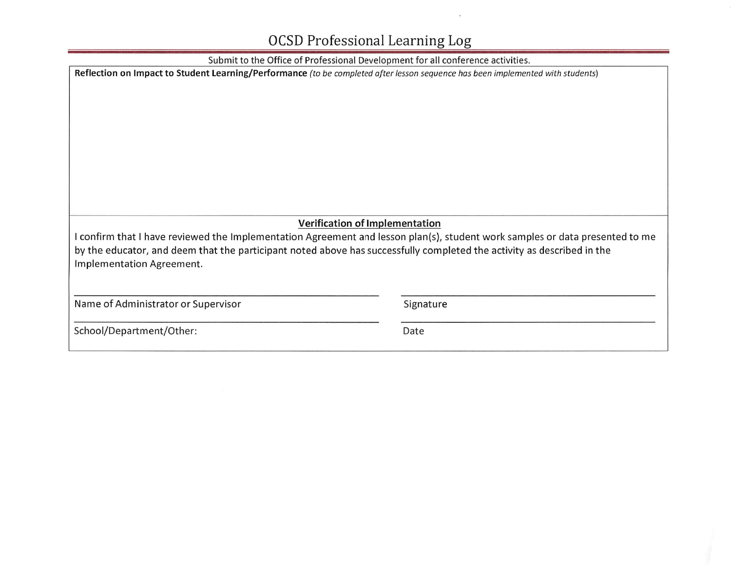# OCSD Professional Learning Log

Submit to the Office of Professional Development for all conference activities.

**Reflection on Impact to Student Learning/Performance** *(to be completed after lesson sequence has been implemented with students)*

**Verification of Implementation**

I confirm that I have reviewed the Implementation Agreement and lesson plan(s), student work samples or data presented to me by the educator, and deem that the participant noted above has successfully completed the activity as described in the Implementation Agreement.

Name of Administrator or Supervisor: ______________________

Signature: ______________________

School/Department/Other: ______________________

Date: ______________________